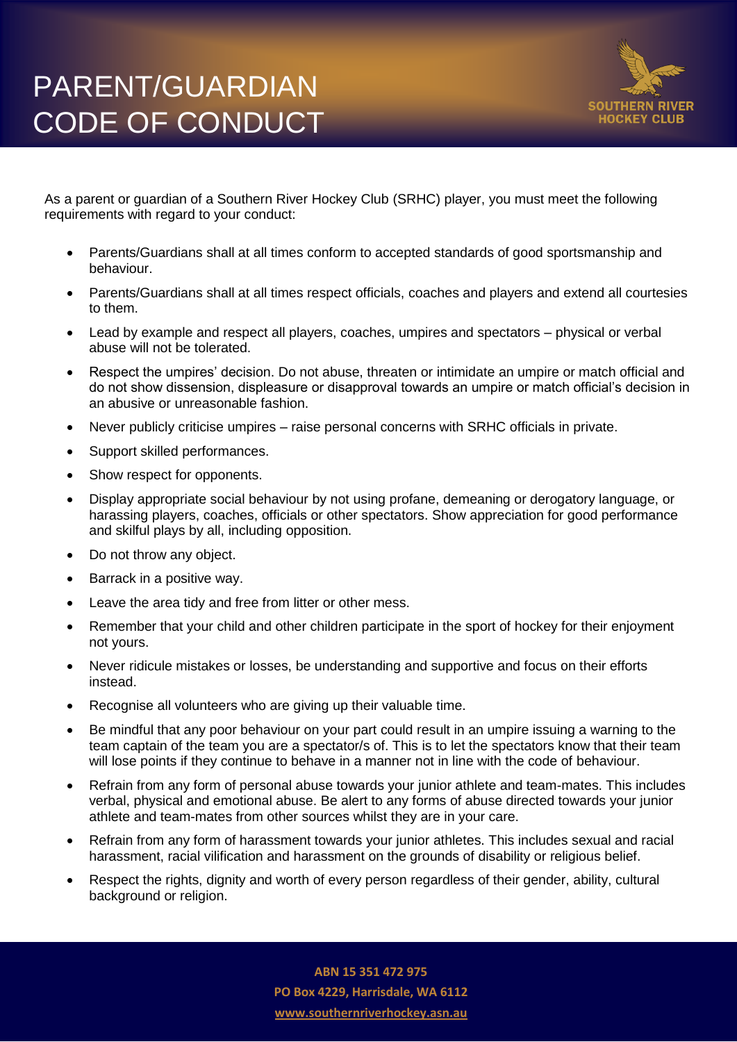# PARENT/GUARDIAN CODE OF CONDUCT

SOUTHERN RIVER HOCKEY CLUB

As a parent or guardian of a Southern River Hockey Club (SRHC) player, you must meet the following requirements with regard to your conduct:

- Parents/Guardians shall at all times conform to accepted standards of good sportsmanship and behaviour.
- Parents/Guardians shall at all times respect officials, coaches and players and extend all courtesies to them.
- Lead by example and respect all players, coaches, umpires and spectators – physical or verbal abuse will not be tolerated.
- Respect the umpires' decision. Do not abuse, threaten or intimidate an umpire or match official and do not show dissension, displeasure or disapproval towards an umpire or match official's decision in an abusive or unreasonable fashion.
- Never publicly criticise umpires – raise personal concerns with SRHC officials in private.
- Support skilled performances.
- Show respect for opponents.
- Display appropriate social behaviour by not using profane, demeaning or derogatory language, or harassing players, coaches, officials or other spectators. Show appreciation for good performance and skilful plays by all, including opposition.
- Do not throw any object.
- Barrack in a positive way.
- Leave the area tidy and free from litter or other mess.
- Remember that your child and other children participate in the sport of hockey for their enjoyment not yours.
- Never ridicule mistakes or losses, be understanding and supportive and focus on their efforts instead.
- Recognise all volunteers who are giving up their valuable time.
- Be mindful that any poor behaviour on your part could result in an umpire issuing a warning to the team captain of the team you are a spectator/s of. This is to let the spectators know that their team will lose points if they continue to behave in a manner not in line with the code of behaviour.
- Refrain from any form of personal abuse towards your junior athlete and team-mates. This includes verbal, physical and emotional abuse. Be alert to any forms of abuse directed towards your junior athlete and team-mates from other sources whilst they are in your care.
- Refrain from any form of harassment towards your junior athletes. This includes sexual and racial harassment, racial vilification and harassment on the grounds of disability or religious belief.
- Respect the rights, dignity and worth of every person regardless of their gender, ability, cultural background or religion.

**ABN 15 351 472 975**
**PO Box 4229, Harrisdale, WA 6112**
**www.southernriverhockey.asn.au**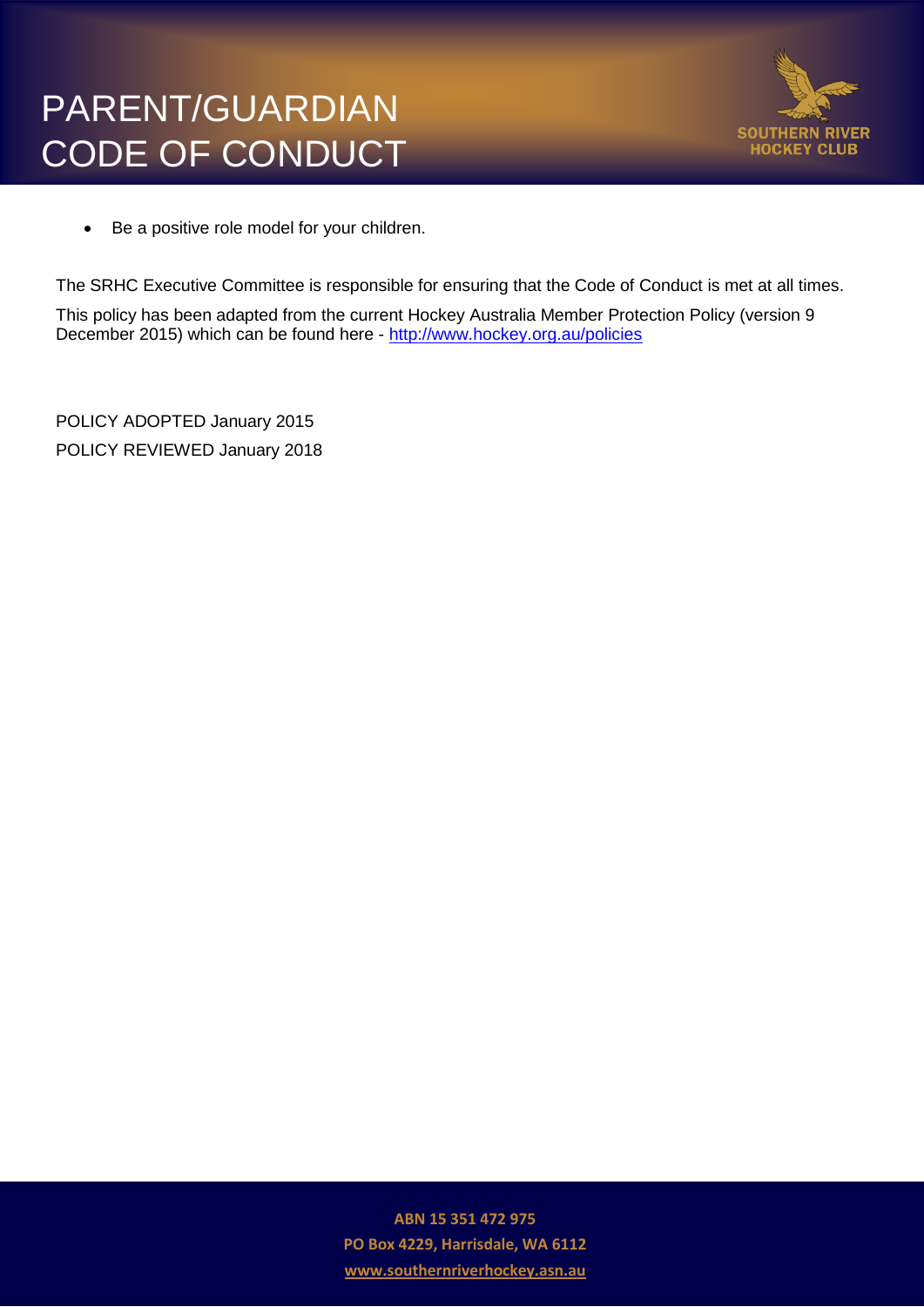- Be a positive role model for your children.

The SRHC Executive Committee is responsible for ensuring that the Code of Conduct is met at all times.

This policy has been adapted from the current Hockey Australia Member Protection Policy (version 9 December 2015) which can be found here - [http://www.hockey.org.au/policies](http://www.hockey.org.au/policies)

POLICY ADOPTED January 2015

POLICY REVIEWED January 2018